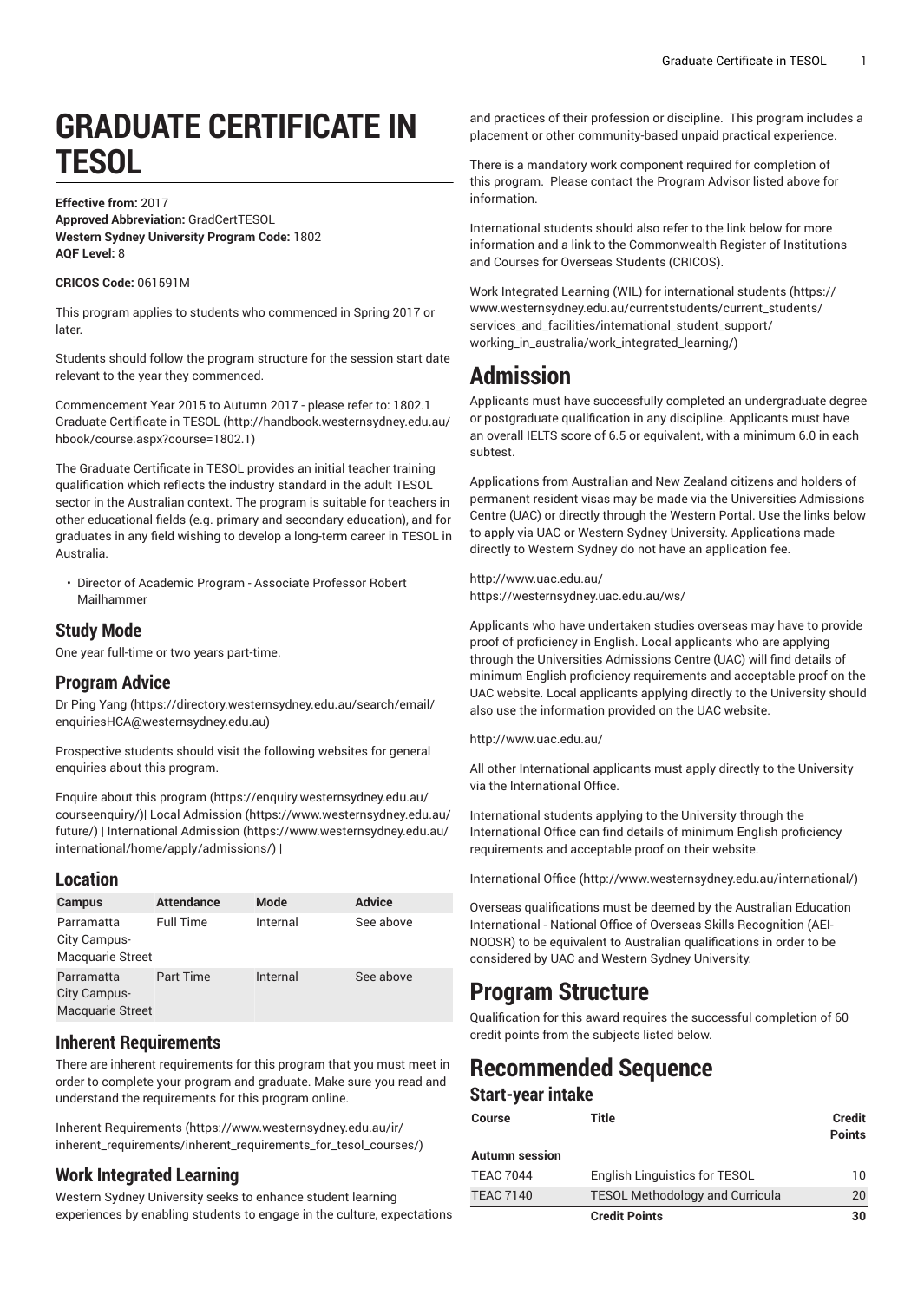# GRADUATE CERTIFICATE IN TESOL

**Effective from:** 2017
**Approved Abbreviation:** GradCertTESOL
**Western Sydney University Program Code:** 1802
**AQF Level:** 8

**CRICOS Code:** 061591M

This program applies to students who commenced in Spring 2017 or later.

Students should follow the program structure for the session start date relevant to the year they commenced.

Commencement Year 2015 to Autumn 2017 - please refer to: 1802.1 Graduate Certificate in TESOL (http://handbook.westernsydney.edu.au/hbook/course.aspx?course=1802.1)

The Graduate Certificate in TESOL provides an initial teacher training qualification which reflects the industry standard in the adult TESOL sector in the Australian context. The program is suitable for teachers in other educational fields (e.g. primary and secondary education), and for graduates in any field wishing to develop a long-term career in TESOL in Australia.

- Director of Academic Program - Associate Professor Robert Mailhammer

## Study Mode

One year full-time or two years part-time.

## Program Advice

Dr Ping Yang (https://directory.westernsydney.edu.au/search/email/enquiriesHCA@westernsydney.edu.au)

Prospective students should visit the following websites for general enquiries about this program.

Enquire about this program (https://enquiry.westernsydney.edu.au/courseenquiry/)| Local Admission (https://www.westernsydney.edu.au/future/) | International Admission (https://www.westernsydney.edu.au/international/home/apply/admissions/) |

## Location

| Campus | Attendance | Mode | Advice |
|---|---|---|---|
| Parramatta City Campus-Macquarie Street | Full Time | Internal | See above |
| Parramatta City Campus-Macquarie Street | Part Time | Internal | See above |

## Inherent Requirements

There are inherent requirements for this program that you must meet in order to complete your program and graduate. Make sure you read and understand the requirements for this program online.

Inherent Requirements (https://www.westernsydney.edu.au/ir/inherent_requirements/inherent_requirements_for_tesol_courses/)

## Work Integrated Learning

Western Sydney University seeks to enhance student learning experiences by enabling students to engage in the culture, expectations and practices of their profession or discipline. This program includes a placement or other community-based unpaid practical experience.

There is a mandatory work component required for completion of this program. Please contact the Program Advisor listed above for information.

International students should also refer to the link below for more information and a link to the Commonwealth Register of Institutions and Courses for Overseas Students (CRICOS).

Work Integrated Learning (WIL) for international students (https://www.westernsydney.edu.au/currentstudents/current_students/services_and_facilities/international_student_support/working_in_australia/work_integrated_learning/)

# Admission

Applicants must have successfully completed an undergraduate degree or postgraduate qualification in any discipline. Applicants must have an overall IELTS score of 6.5 or equivalent, with a minimum 6.0 in each subtest.

Applications from Australian and New Zealand citizens and holders of permanent resident visas may be made via the Universities Admissions Centre (UAC) or directly through the Western Portal. Use the links below to apply via UAC or Western Sydney University. Applications made directly to Western Sydney do not have an application fee.

http://www.uac.edu.au/
https://westernsydney.uac.edu.au/ws/

Applicants who have undertaken studies overseas may have to provide proof of proficiency in English. Local applicants who are applying through the Universities Admissions Centre (UAC) will find details of minimum English proficiency requirements and acceptable proof on the UAC website. Local applicants applying directly to the University should also use the information provided on the UAC website.

http://www.uac.edu.au/

All other International applicants must apply directly to the University via the International Office.

International students applying to the University through the International Office can find details of minimum English proficiency requirements and acceptable proof on their website.

International Office (http://www.westernsydney.edu.au/international/)

Overseas qualifications must be deemed by the Australian Education International - National Office of Overseas Skills Recognition (AEI-NOOSR) to be equivalent to Australian qualifications in order to be considered by UAC and Western Sydney University.

# Program Structure

Qualification for this award requires the successful completion of 60 credit points from the subjects listed below.

# Recommended Sequence

## Start-year intake

| Course | Title | Credit Points |
|---|---|---|
| **Autumn session** | | |
| TEAC 7044 | English Linguistics for TESOL | 10 |
| TEAC 7140 | TESOL Methodology and Curricula | 20 |
| | **Credit Points** | **30** |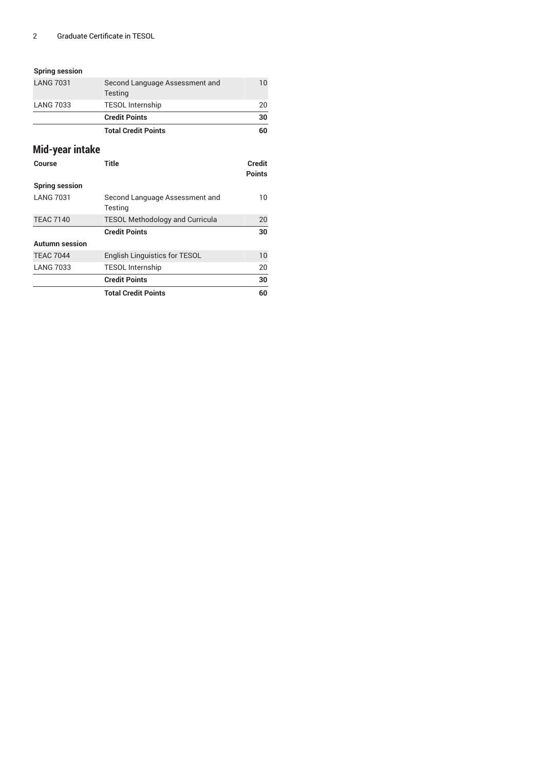| | | |
|---|---|---|
| **Spring session** | | |
| LANG 7031 | Second Language Assessment and Testing | 10 |
| LANG 7033 | TESOL Internship | 20 |
| | **Credit Points** | **30** |
| | **Total Credit Points** | **60** |

## Mid-year intake

| Course | Title | Credit Points |
|---|---|---|
| **Spring session** | | |
| LANG 7031 | Second Language Assessment and Testing | 10 |
| TEAC 7140 | TESOL Methodology and Curricula | 20 |
| | **Credit Points** | **30** |
| **Autumn session** | | |
| TEAC 7044 | English Linguistics for TESOL | 10 |
| LANG 7033 | TESOL Internship | 20 |
| | **Credit Points** | **30** |
| | **Total Credit Points** | **60** |